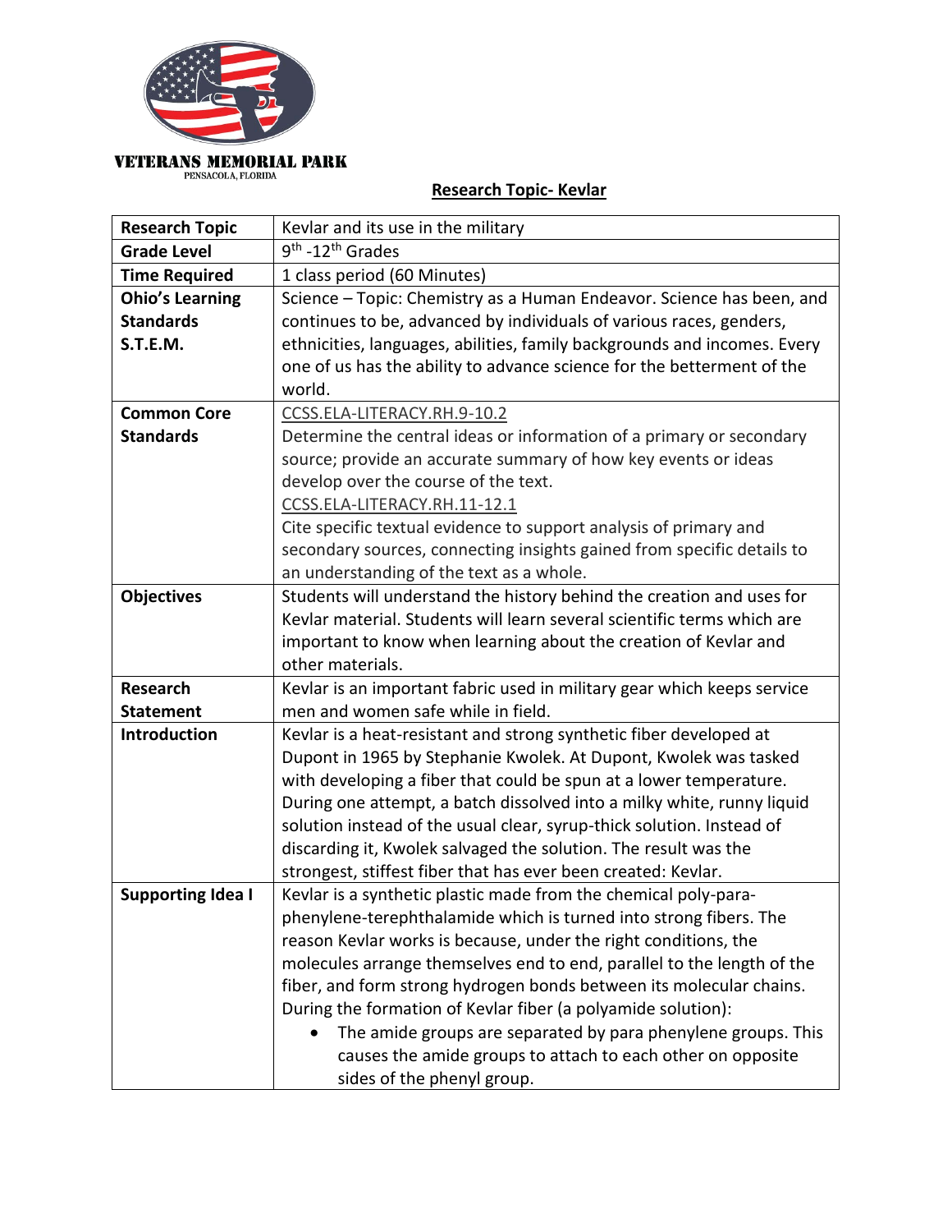VETERANS MEMORIAL PARK
PENSACOLA, FLORIDA

## Research Topic- Kevlar

| | |
|---|---|
| **Research Topic** | Kevlar and its use in the military |
| **Grade Level** | 9th -12th Grades |
| **Time Required** | 1 class period (60 Minutes) |
| **Ohio's Learning Standards S.T.E.M.** | Science – Topic: Chemistry as a Human Endeavor. Science has been, and continues to be, advanced by individuals of various races, genders, ethnicities, languages, abilities, family backgrounds and incomes. Every one of us has the ability to advance science for the betterment of the world. |
| **Common Core Standards** | CCSS.ELA-LITERACY.RH.9-10.2<br>Determine the central ideas or information of a primary or secondary source; provide an accurate summary of how key events or ideas develop over the course of the text.<br>CCSS.ELA-LITERACY.RH.11-12.1<br>Cite specific textual evidence to support analysis of primary and secondary sources, connecting insights gained from specific details to an understanding of the text as a whole. |
| **Objectives** | Students will understand the history behind the creation and uses for Kevlar material. Students will learn several scientific terms which are important to know when learning about the creation of Kevlar and other materials. |
| **Research Statement** | Kevlar is an important fabric used in military gear which keeps service men and women safe while in field. |
| **Introduction** | Kevlar is a heat-resistant and strong synthetic fiber developed at Dupont in 1965 by Stephanie Kwolek. At Dupont, Kwolek was tasked with developing a fiber that could be spun at a lower temperature. During one attempt, a batch dissolved into a milky white, runny liquid solution instead of the usual clear, syrup-thick solution. Instead of discarding it, Kwolek salvaged the solution. The result was the strongest, stiffest fiber that has ever been created: Kevlar. |
| **Supporting Idea I** | Kevlar is a synthetic plastic made from the chemical poly-para-phenylene-terephthalamide which is turned into strong fibers. The reason Kevlar works is because, under the right conditions, the molecules arrange themselves end to end, parallel to the length of the fiber, and form strong hydrogen bonds between its molecular chains. During the formation of Kevlar fiber (a polyamide solution):<br>• The amide groups are separated by para phenylene groups. This causes the amide groups to attach to each other on opposite sides of the phenyl group. |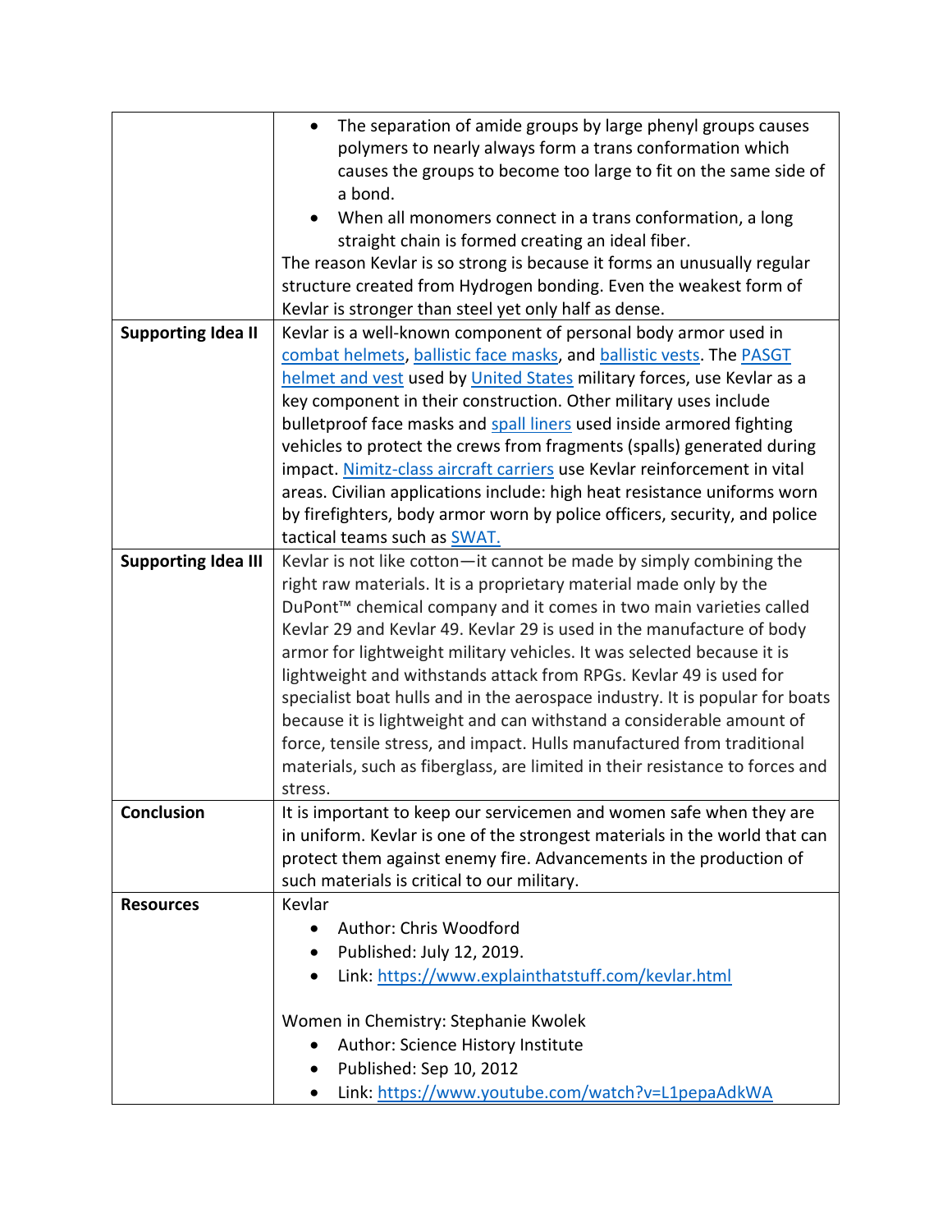| | |
|---|---|
| | • The separation of amide groups by large phenyl groups causes polymers to nearly always form a trans conformation which causes the groups to become too large to fit on the same side of a bond.<br>• When all monomers connect in a trans conformation, a long straight chain is formed creating an ideal fiber.<br>The reason Kevlar is so strong is because it forms an unusually regular structure created from Hydrogen bonding. Even the weakest form of Kevlar is stronger than steel yet only half as dense. |
| **Supporting Idea II** | Kevlar is a well-known component of personal body armor used in combat helmets, ballistic face masks, and ballistic vests. The PASGT helmet and vest used by United States military forces, use Kevlar as a key component in their construction. Other military uses include bulletproof face masks and spall liners used inside armored fighting vehicles to protect the crews from fragments (spalls) generated during impact. Nimitz-class aircraft carriers use Kevlar reinforcement in vital areas. Civilian applications include: high heat resistance uniforms worn by firefighters, body armor worn by police officers, security, and police tactical teams such as SWAT. |
| **Supporting Idea III** | Kevlar is not like cotton—it cannot be made by simply combining the right raw materials. It is a proprietary material made only by the DuPont™ chemical company and it comes in two main varieties called Kevlar 29 and Kevlar 49. Kevlar 29 is used in the manufacture of body armor for lightweight military vehicles. It was selected because it is lightweight and withstands attack from RPGs. Kevlar 49 is used for specialist boat hulls and in the aerospace industry. It is popular for boats because it is lightweight and can withstand a considerable amount of force, tensile stress, and impact. Hulls manufactured from traditional materials, such as fiberglass, are limited in their resistance to forces and stress. |
| **Conclusion** | It is important to keep our servicemen and women safe when they are in uniform. Kevlar is one of the strongest materials in the world that can protect them against enemy fire. Advancements in the production of such materials is critical to our military. |
| **Resources** | Kevlar<br>• Author: Chris Woodford<br>• Published: July 12, 2019.<br>• Link: https://www.explainthatstuff.com/kevlar.html<br><br>Women in Chemistry: Stephanie Kwolek<br>• Author: Science History Institute<br>• Published: Sep 10, 2012<br>• Link: https://www.youtube.com/watch?v=L1pepaAdkWA |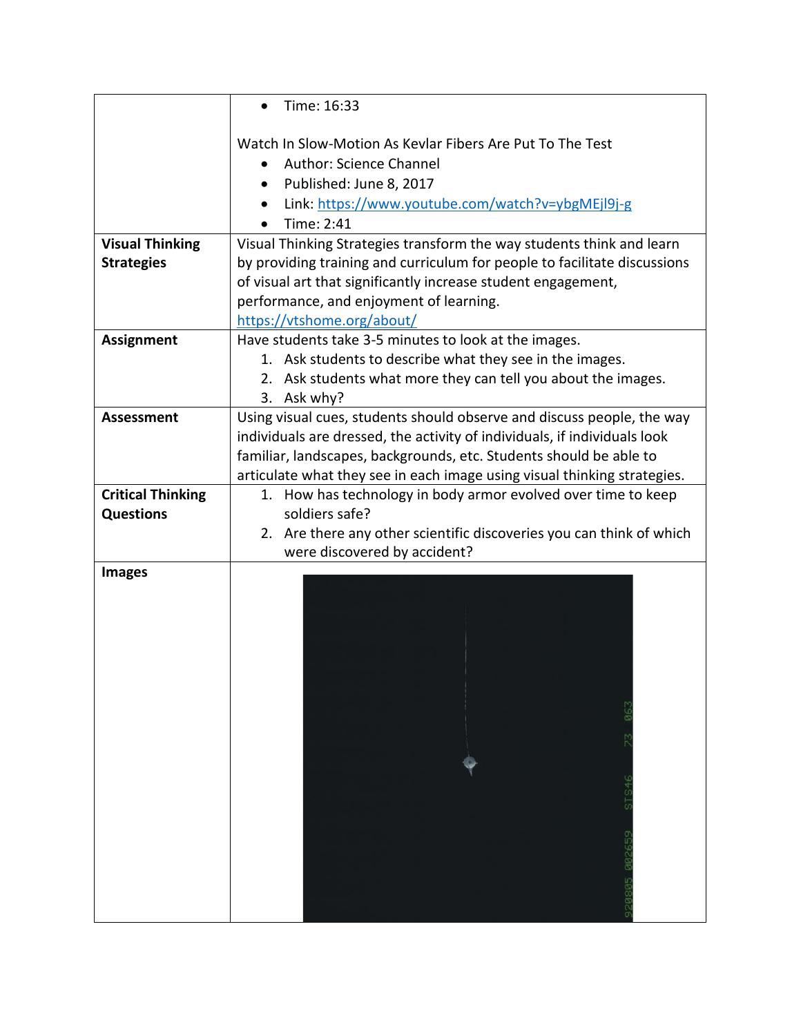| | |
|---|---|
| | • Time: 16:33<br><br>Watch In Slow-Motion As Kevlar Fibers Are Put To The Test<br>• Author: Science Channel<br>• Published: June 8, 2017<br>• Link: https://www.youtube.com/watch?v=ybgMEjl9j-g<br>• Time: 2:41 |
| **Visual Thinking Strategies** | Visual Thinking Strategies transform the way students think and learn by providing training and curriculum for people to facilitate discussions of visual art that significantly increase student engagement, performance, and enjoyment of learning.<br>https://vtshome.org/about/ |
| **Assignment** | Have students take 3-5 minutes to look at the images.<br>1. Ask students to describe what they see in the images.<br>2. Ask students what more they can tell you about the images.<br>3. Ask why? |
| **Assessment** | Using visual cues, students should observe and discuss people, the way individuals are dressed, the activity of individuals, if individuals look familiar, landscapes, backgrounds, etc. Students should be able to articulate what they see in each image using visual thinking strategies. |
| **Critical Thinking Questions** | 1. How has technology in body armor evolved over time to keep soldiers safe?<br>2. Are there any other scientific discoveries you can think of which were discovered by accident? |
| **Images** | |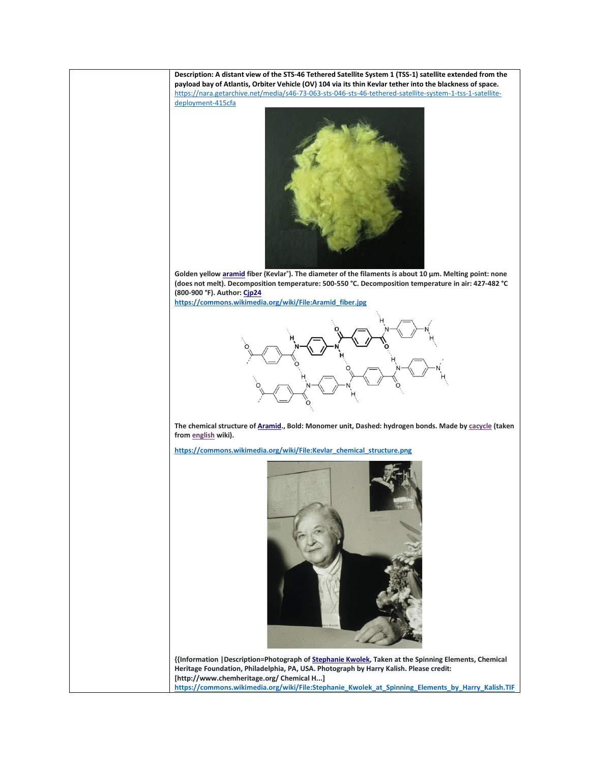**Description: A distant view of the STS-46 Tethered Satellite System 1 (TSS-1) satellite extended from the payload bay of Atlantis, Orbiter Vehicle (OV) 104 via its thin Kevlar tether into the blackness of space.**
https://nara.getarchive.net/media/s46-73-063-sts-046-sts-46-tethered-satellite-system-1-tss-1-satellite-deployment-415cfa

**Golden yellow aramid fiber (Kevlar®). The diameter of the filaments is about 10 µm. Melting point: none (does not melt). Decomposition temperature: 500-550 °C. Decomposition temperature in air: 427-482 °C (800-900 °F). Author: Cjp24**
**https://commons.wikimedia.org/wiki/File:Aramid_fiber.jpg**

**The chemical structure of Aramid., Bold: Monomer unit, Dashed: hydrogen bonds. Made by cacycle (taken from english wiki).**

**https://commons.wikimedia.org/wiki/File:Kevlar_chemical_structure.png**

**{{Information |Description=Photograph of Stephanie Kwolek, Taken at the Spinning Elements, Chemical Heritage Foundation, Philadelphia, PA, USA. Photograph by Harry Kalish. Please credit: [http://www.chemheritage.org/ Chemical H...]**
**https://commons.wikimedia.org/wiki/File:Stephanie_Kwolek_at_Spinning_Elements_by_Harry_Kalish.TIF**